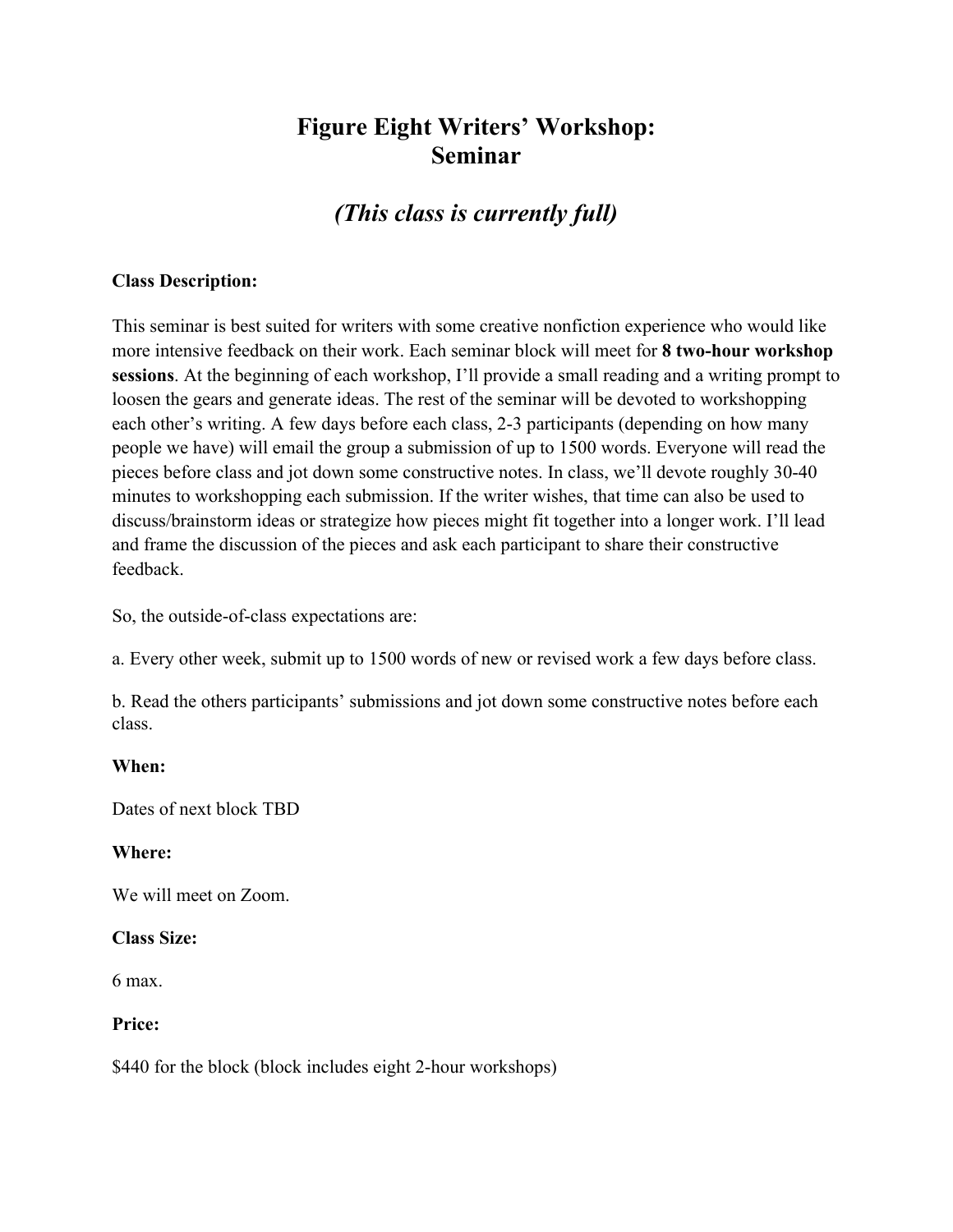# Figure Eight Writers' Workshop: Seminar

## *(This class is currently full)*

**Class Description:**

This seminar is best suited for writers with some creative nonfiction experience who would like more intensive feedback on their work. Each seminar block will meet for **8 two-hour workshop sessions**. At the beginning of each workshop, I'll provide a small reading and a writing prompt to loosen the gears and generate ideas. The rest of the seminar will be devoted to workshopping each other's writing. A few days before each class, 2-3 participants (depending on how many people we have) will email the group a submission of up to 1500 words. Everyone will read the pieces before class and jot down some constructive notes. In class, we'll devote roughly 30-40 minutes to workshopping each submission. If the writer wishes, that time can also be used to discuss/brainstorm ideas or strategize how pieces might fit together into a longer work. I'll lead and frame the discussion of the pieces and ask each participant to share their constructive feedback.

So, the outside-of-class expectations are:

a. Every other week, submit up to 1500 words of new or revised work a few days before class.

b. Read the others participants' submissions and jot down some constructive notes before each class.

**When:**

Dates of next block TBD

**Where:**

We will meet on Zoom.

**Class Size:**

6 max.

**Price:**

$440 for the block (block includes eight 2-hour workshops)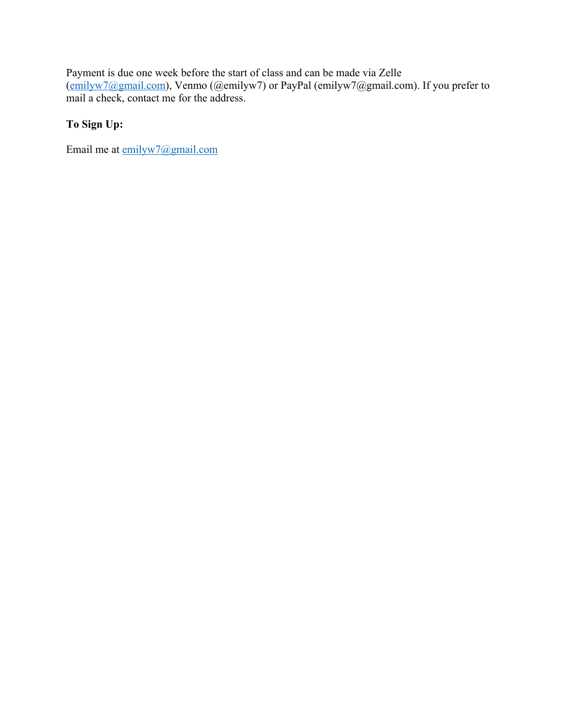Payment is due one week before the start of class and can be made via Zelle (emilyw7@gmail.com), Venmo (@emilyw7) or PayPal (emilyw7@gmail.com). If you prefer to mail a check, contact me for the address.

**To Sign Up:**

Email me at emilyw7@gmail.com